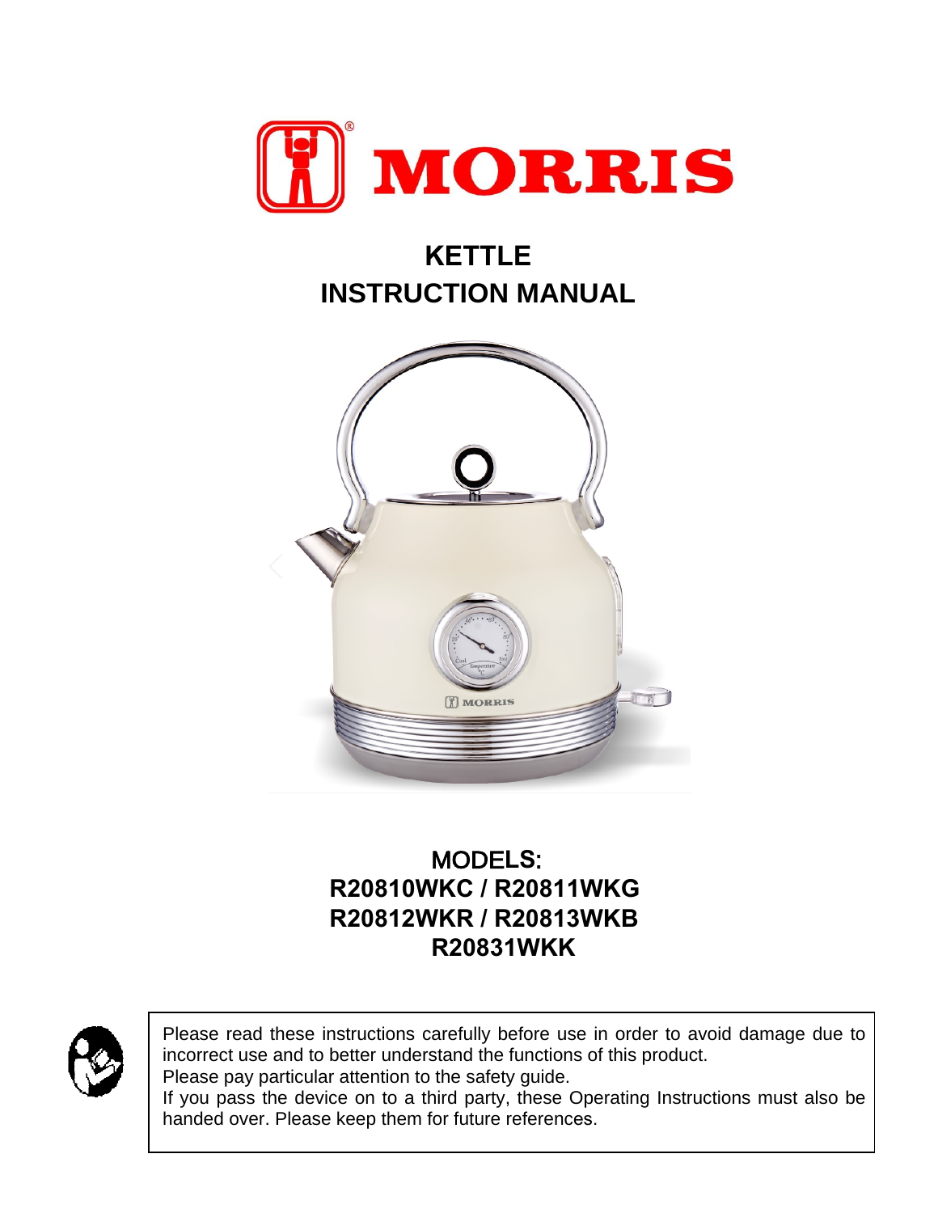# MORRIS

## KETTLE
## INSTRUCTION MANUAL

**MODELS:**
**R20810WKC / R20811WKG**
**R20812WKR / R20813WKB**
**R20831WKK**

Please read these instructions carefully before use in order to avoid damage due to incorrect use and to better understand the functions of this product.
Please pay particular attention to the safety guide.
If you pass the device on to a third party, these Operating Instructions must also be handed over. Please keep them for future references.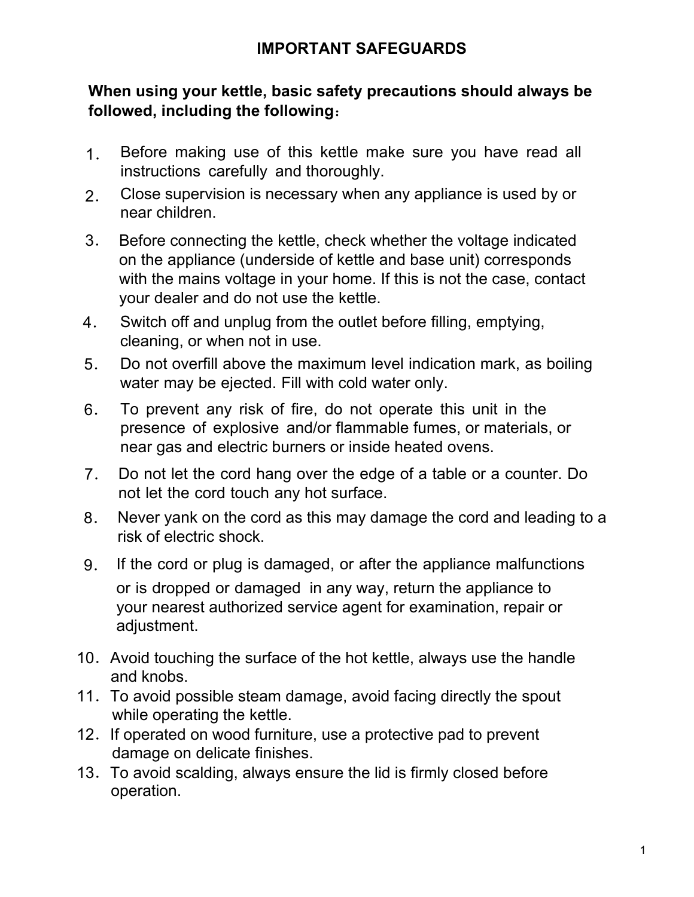# IMPORTANT SAFEGUARDS

**When using your kettle, basic safety precautions should always be followed, including the following：**

1. Before making use of this kettle make sure you have read all instructions carefully and thoroughly.
2. Close supervision is necessary when any appliance is used by or near children.
3. Before connecting the kettle, check whether the voltage indicated on the appliance (underside of kettle and base unit) corresponds with the mains voltage in your home. If this is not the case, contact your dealer and do not use the kettle.
4. Switch off and unplug from the outlet before filling, emptying, cleaning, or when not in use.
5. Do not overfill above the maximum level indication mark, as boiling water may be ejected. Fill with cold water only.
6. To prevent any risk of fire, do not operate this unit in the presence of explosive and/or flammable fumes, or materials, or near gas and electric burners or inside heated ovens.
7. Do not let the cord hang over the edge of a table or a counter. Do not let the cord touch any hot surface.
8. Never yank on the cord as this may damage the cord and leading to a risk of electric shock.
9. If the cord or plug is damaged, or after the appliance malfunctions or is dropped or damaged in any way, return the appliance to your nearest authorized service agent for examination, repair or adjustment.
10. Avoid touching the surface of the hot kettle, always use the handle and knobs.
11. To avoid possible steam damage, avoid facing directly the spout while operating the kettle.
12. If operated on wood furniture, use a protective pad to prevent damage on delicate finishes.
13. To avoid scalding, always ensure the lid is firmly closed before operation.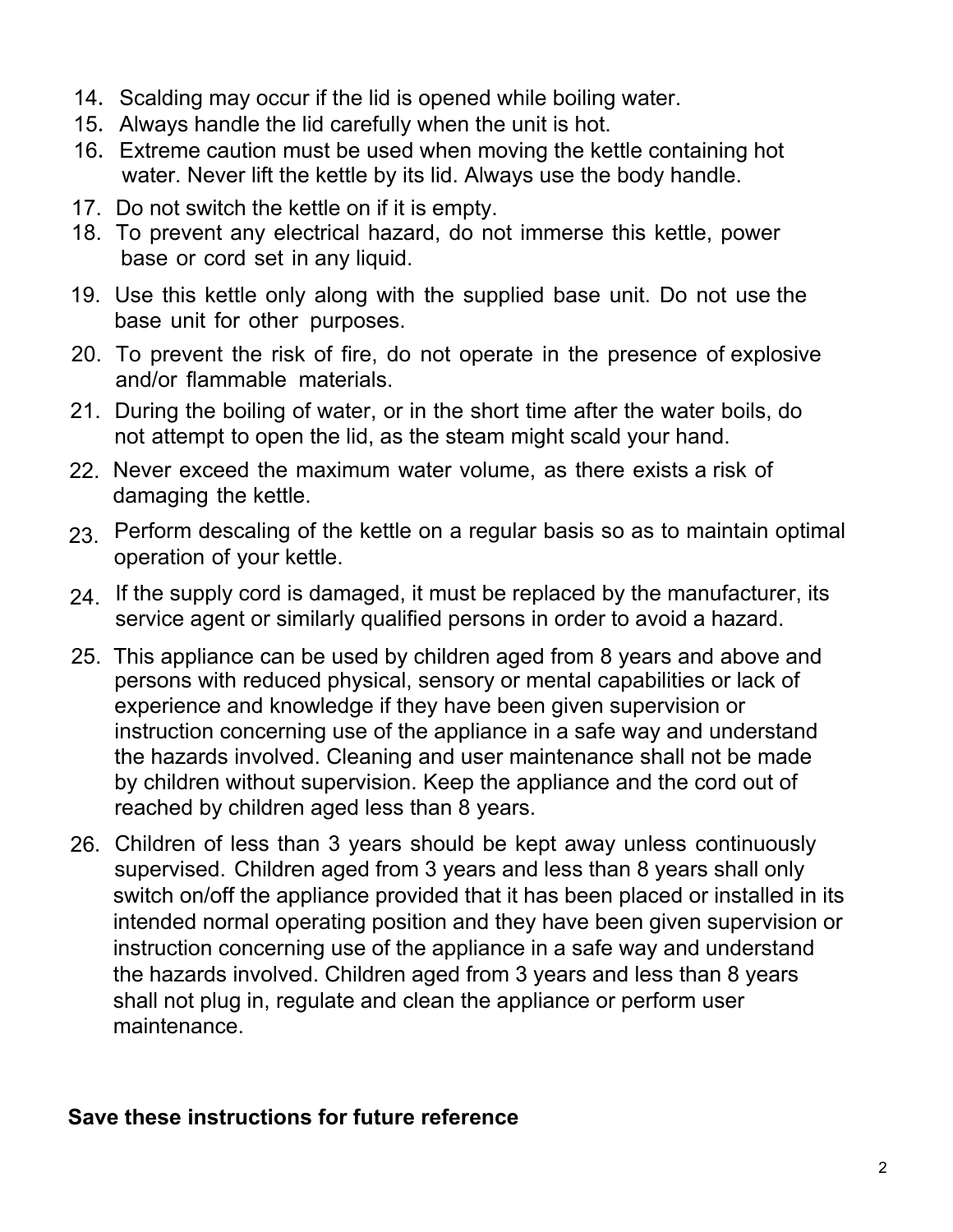14. Scalding may occur if the lid is opened while boiling water.
15. Always handle the lid carefully when the unit is hot.
16. Extreme caution must be used when moving the kettle containing hot water. Never lift the kettle by its lid. Always use the body handle.
17. Do not switch the kettle on if it is empty.
18. To prevent any electrical hazard, do not immerse this kettle, power base or cord set in any liquid.
19. Use this kettle only along with the supplied base unit. Do not use the base unit for other purposes.
20. To prevent the risk of fire, do not operate in the presence of explosive and/or flammable materials.
21. During the boiling of water, or in the short time after the water boils, do not attempt to open the lid, as the steam might scald your hand.
22. Never exceed the maximum water volume, as there exists a risk of damaging the kettle.
23. Perform descaling of the kettle on a regular basis so as to maintain optimal operation of your kettle.
24. If the supply cord is damaged, it must be replaced by the manufacturer, its service agent or similarly qualified persons in order to avoid a hazard.
25. This appliance can be used by children aged from 8 years and above and persons with reduced physical, sensory or mental capabilities or lack of experience and knowledge if they have been given supervision or instruction concerning use of the appliance in a safe way and understand the hazards involved. Cleaning and user maintenance shall not be made by children without supervision. Keep the appliance and the cord out of reached by children aged less than 8 years.
26. Children of less than 3 years should be kept away unless continuously supervised. Children aged from 3 years and less than 8 years shall only switch on/off the appliance provided that it has been placed or installed in its intended normal operating position and they have been given supervision or instruction concerning use of the appliance in a safe way and understand the hazards involved. Children aged from 3 years and less than 8 years shall not plug in, regulate and clean the appliance or perform user maintenance.

**Save these instructions for future reference**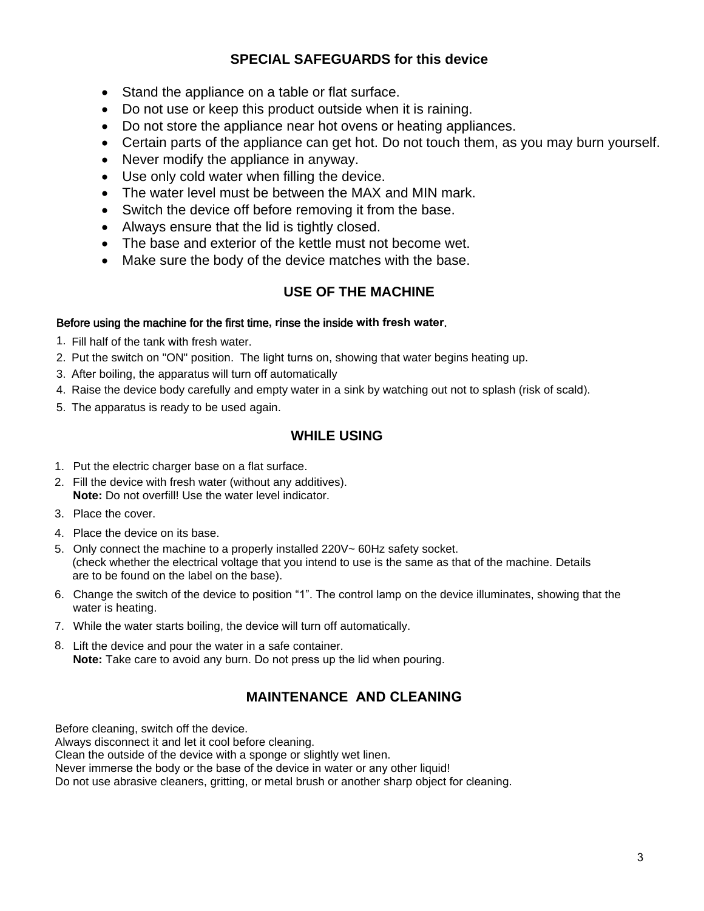## SPECIAL SAFEGUARDS for this device

- Stand the appliance on a table or flat surface.
- Do not use or keep this product outside when it is raining.
- Do not store the appliance near hot ovens or heating appliances.
- Certain parts of the appliance can get hot. Do not touch them, as you may burn yourself.
- Never modify the appliance in anyway.
- Use only cold water when filling the device.
- The water level must be between the MAX and MIN mark.
- Switch the device off before removing it from the base.
- Always ensure that the lid is tightly closed.
- The base and exterior of the kettle must not become wet.
- Make sure the body of the device matches with the base.

## USE OF THE MACHINE

**Before using the machine for the first time, rinse the inside with fresh water.**

1. Fill half of the tank with fresh water.
2. Put the switch on "ON" position. The light turns on, showing that water begins heating up.
3. After boiling, the apparatus will turn off automatically
4. Raise the device body carefully and empty water in a sink by watching out not to splash (risk of scald).
5. The apparatus is ready to be used again.

## WHILE USING

1. Put the electric charger base on a flat surface.
2. Fill the device with fresh water (without any additives).
   **Note:** Do not overfill! Use the water level indicator.
3. Place the cover.
4. Place the device on its base.
5. Only connect the machine to a properly installed 220V~ 60Hz safety socket.
   (check whether the electrical voltage that you intend to use is the same as that of the machine. Details are to be found on the label on the base).
6. Change the switch of the device to position "1". The control lamp on the device illuminates, showing that the water is heating.
7. While the water starts boiling, the device will turn off automatically.
8. Lift the device and pour the water in a safe container.
   **Note:** Take care to avoid any burn. Do not press up the lid when pouring.

## MAINTENANCE AND CLEANING

Before cleaning, switch off the device.
Always disconnect it and let it cool before cleaning.
Clean the outside of the device with a sponge or slightly wet linen.
Never immerse the body or the base of the device in water or any other liquid!
Do not use abrasive cleaners, gritting, or metal brush or another sharp object for cleaning.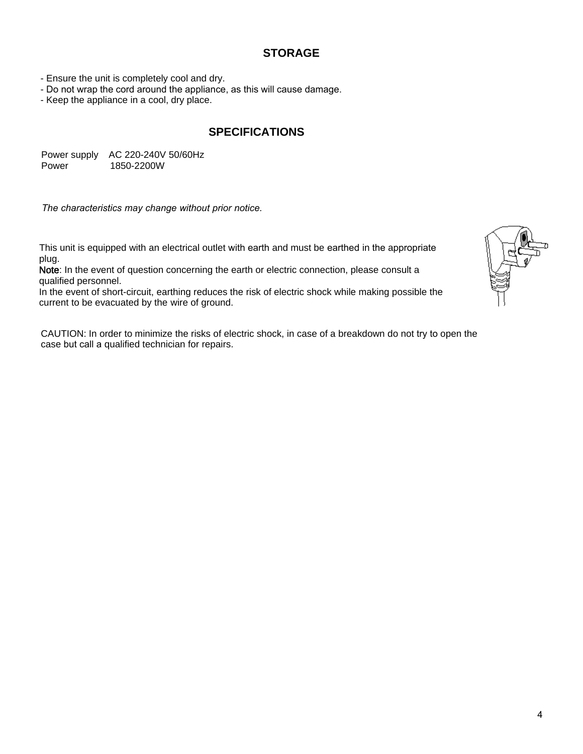## STORAGE

- Ensure the unit is completely cool and dry.
- Do not wrap the cord around the appliance, as this will cause damage.
- Keep the appliance in a cool, dry place.

## SPECIFICATIONS

| | |
|---|---|
| Power supply | AC 220-240V 50/60Hz |
| Power | 1850-2200W |

*The characteristics may change without prior notice.*

This unit is equipped with an electrical outlet with earth and must be earthed in the appropriate plug.
Note: In the event of question concerning the earth or electric connection, please consult a qualified personnel.
In the event of short-circuit, earthing reduces the risk of electric shock while making possible the current to be evacuated by the wire of ground.

CAUTION: In order to minimize the risks of electric shock, in case of a breakdown do not try to open the case but call a qualified technician for repairs.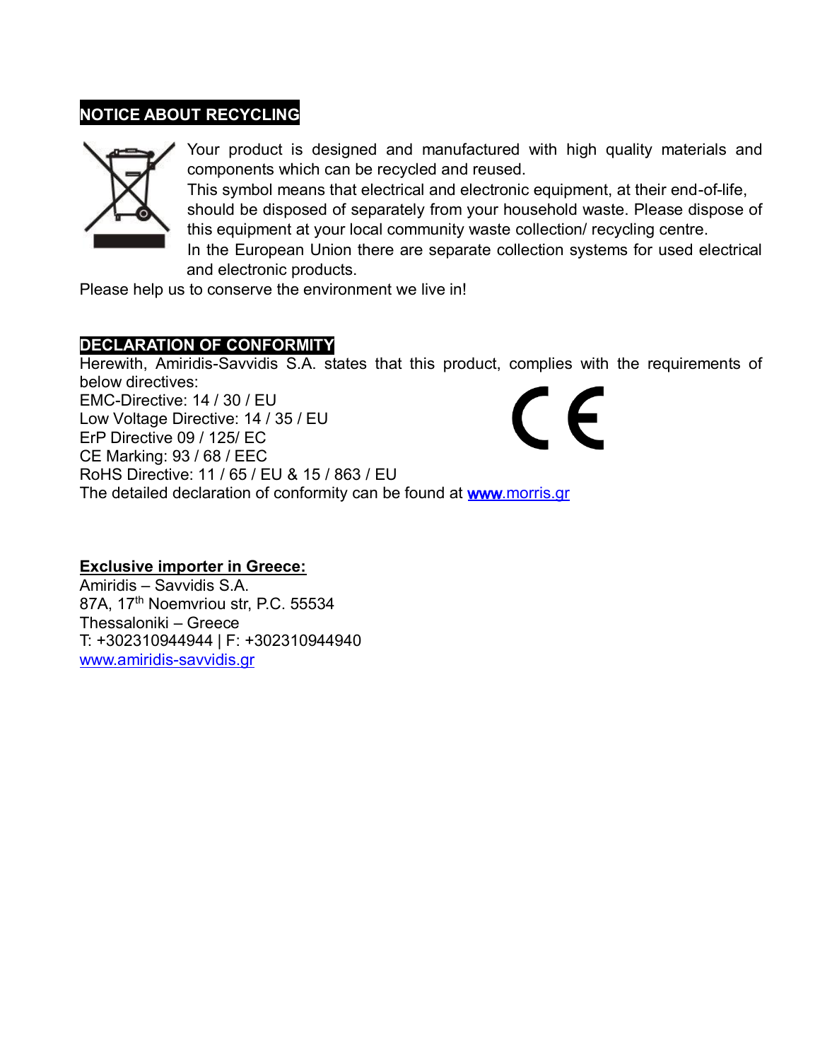## NOTICE ABOUT RECYCLING

Your product is designed and manufactured with high quality materials and components which can be recycled and reused.
This symbol means that electrical and electronic equipment, at their end-of-life, should be disposed of separately from your household waste. Please dispose of this equipment at your local community waste collection/ recycling centre.
In the European Union there are separate collection systems for used electrical and electronic products.
Please help us to conserve the environment we live in!

## DECLARATION OF CONFORMITY

Herewith, Amiridis-Savvidis S.A. states that this product, complies with the requirements of below directives:
EMC-Directive: 14 / 30 / EU
Low Voltage Directive: 14 / 35 / EU
ErP Directive 09 / 125/ EC
CE Marking: 93 / 68 / EEC
RoHS Directive: 11 / 65 / EU & 15 / 863 / EU
The detailed declaration of conformity can be found at www.morris.gr

**Exclusive importer in Greece:**
Amiridis – Savvidis S.A.
87A, 17th Noemvriou str, P.C. 55534
Thessaloniki – Greece
T: +302310944944 | F: +302310944940
www.amiridis-savvidis.gr